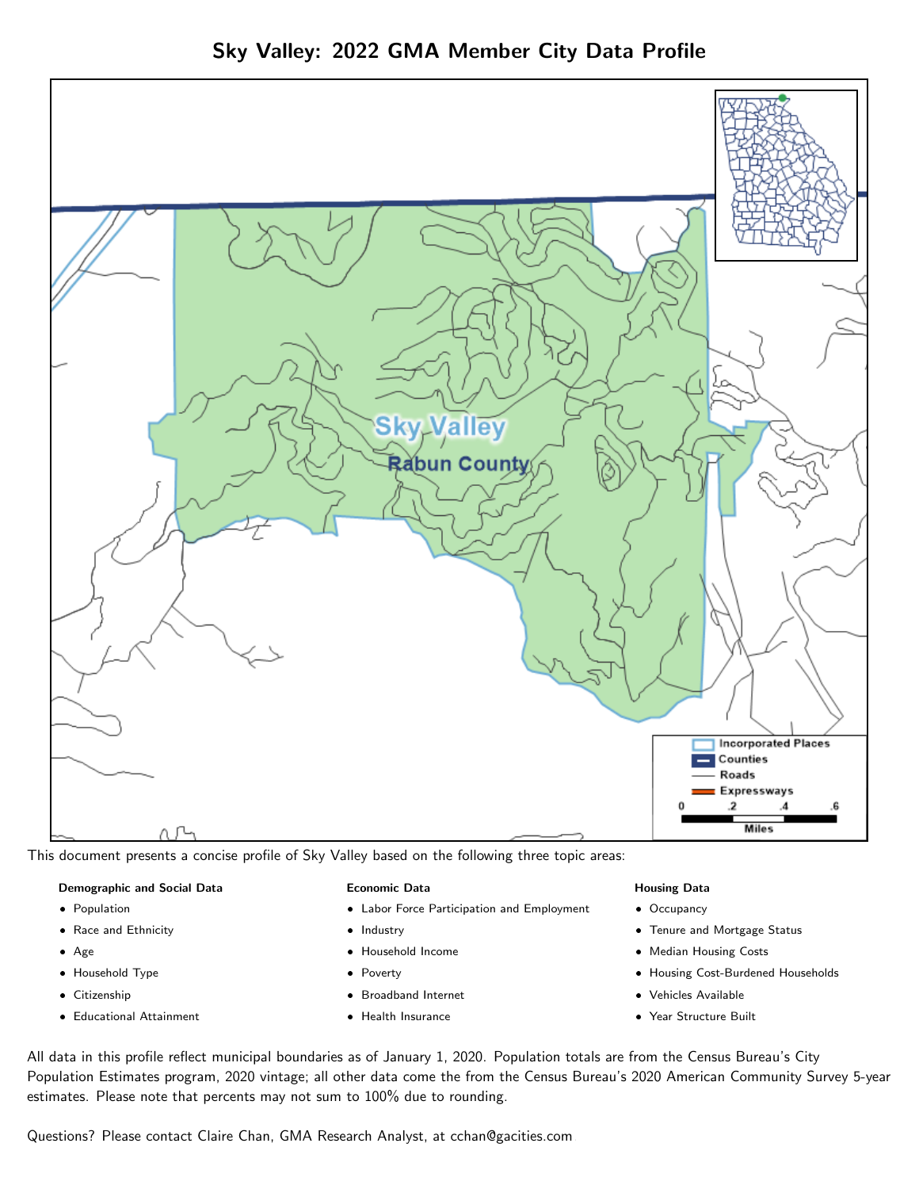# Sky Valley: 2022 GMA Member City Data Profile

This document presents a concise profile of Sky Valley based on the following three topic areas:

**Demographic and Social Data**

- Population
- Race and Ethnicity
- Age
- Household Type
- Citizenship
- Educational Attainment

**Economic Data**

- Labor Force Participation and Employment
- Industry
- Household Income
- Poverty
- Broadband Internet
- Health Insurance

**Housing Data**

- Occupancy
- Tenure and Mortgage Status
- Median Housing Costs
- Housing Cost-Burdened Households
- Vehicles Available
- Year Structure Built

All data in this profile reflect municipal boundaries as of January 1, 2020. Population totals are from the Census Bureau's City Population Estimates program, 2020 vintage; all other data come the from the Census Bureau's 2020 American Community Survey 5-year estimates. Please note that percents may not sum to 100% due to rounding.

Questions? Please contact Claire Chan, GMA Research Analyst, at cchan@gacities.com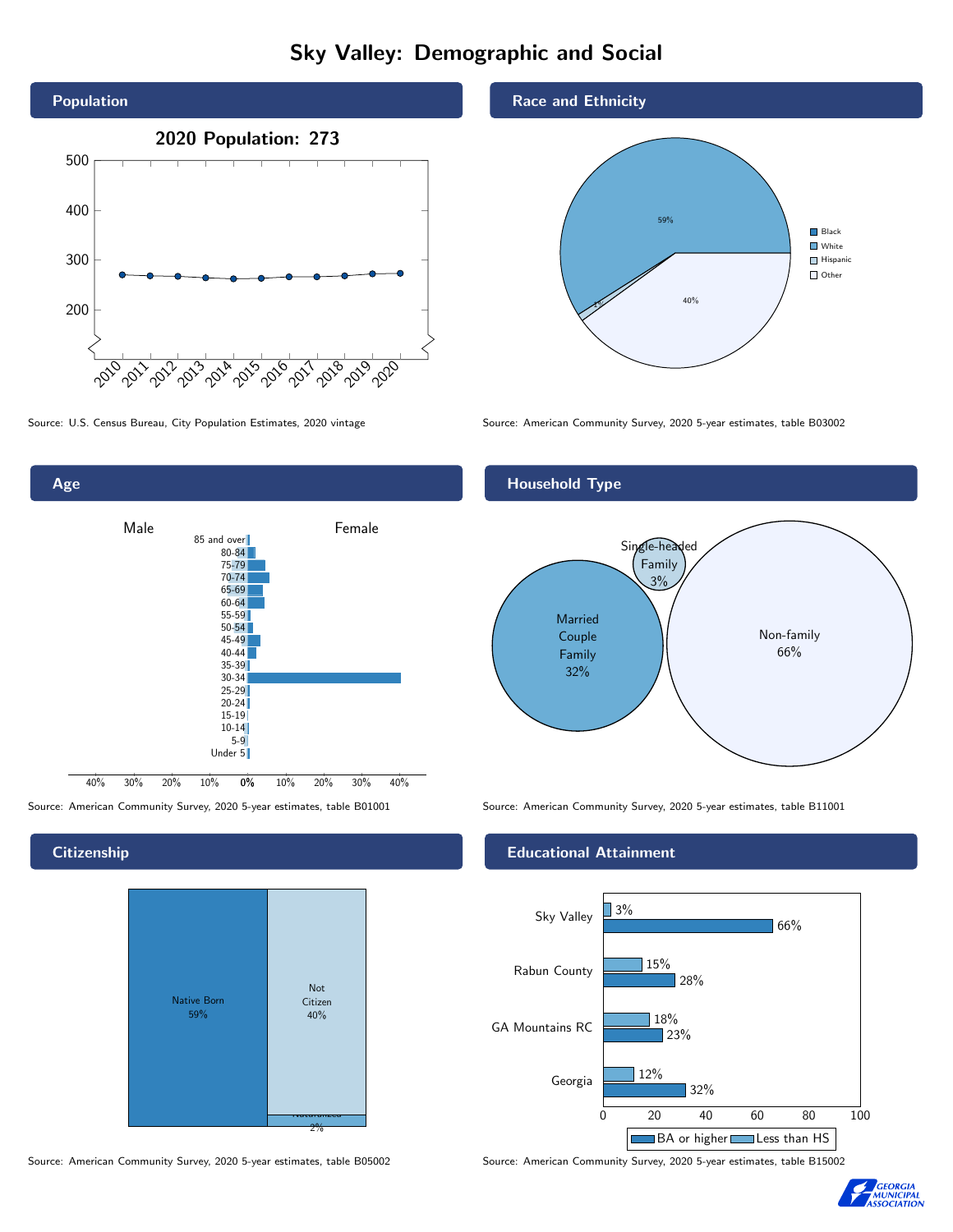# Sky Valley: Demographic and Social

## Population

**2020 Population: 273**

Source: U.S. Census Bureau, City Population Estimates, 2020 vintage

## Race and Ethnicity

- Black
- White: 59%
- Hispanic: 1%
- Other: 40%

Source: American Community Survey, 2020 5-year estimates, table B03002

## Age

Male / Female

85 and over, 80-84, 75-79, 70-74, 65-69, 60-64, 55-59, 50-54, 45-49, 40-44, 35-39, 30-34, 25-29, 20-24, 15-19, 10-14, 5-9, Under 5

Source: American Community Survey, 2020 5-year estimates, table B01001

## Household Type

- Married Couple Family: 32%
- Single-headed Family: 3%
- Non-family: 66%

Source: American Community Survey, 2020 5-year estimates, table B11001

## Citizenship

- Native Born: 59%
- Not Citizen: 40%
- Naturalized: 2%

Source: American Community Survey, 2020 5-year estimates, table B05002

## Educational Attainment

| | Less than HS | BA or higher |
|---|---|---|
| Sky Valley | 3% | 66% |
| Rabun County | 15% | 28% |
| GA Mountains RC | 18% | 23% |
| Georgia | 12% | 32% |

Source: American Community Survey, 2020 5-year estimates, table B15002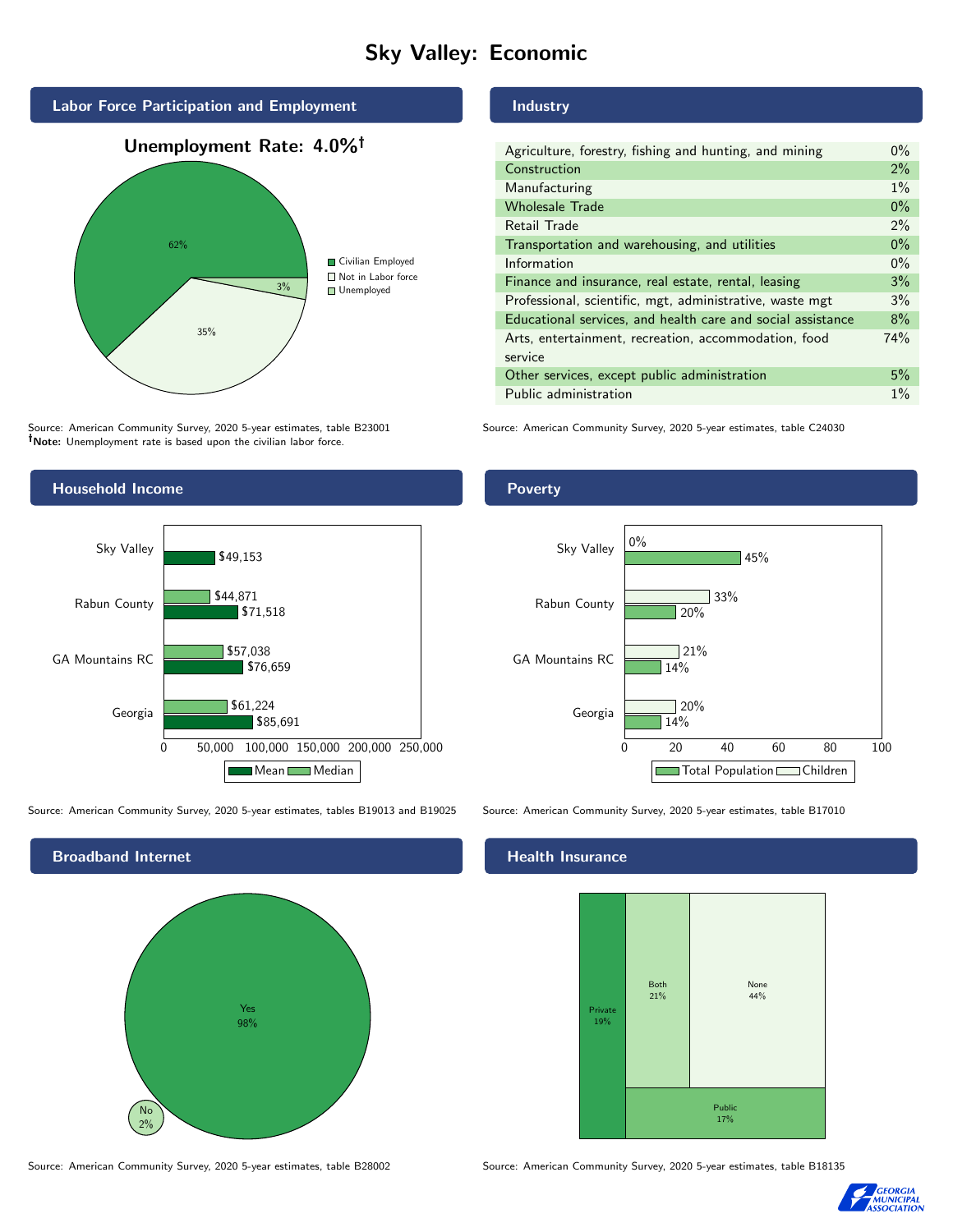# Sky Valley: Economic

## Labor Force Participation and Employment

**Unemployment Rate: 4.0%†**

| Category | Percent |
|---|---|
| Civilian Employed | 62% |
| Not in Labor force | 35% |
| Unemployed | 3% |

Source: American Community Survey, 2020 5-year estimates, table B23001
**†Note:** Unemployment rate is based upon the civilian labor force.

## Industry

| Industry | Percent |
|---|---|
| Agriculture, forestry, fishing and hunting, and mining | 0% |
| Construction | 2% |
| Manufacturing | 1% |
| Wholesale Trade | 0% |
| Retail Trade | 2% |
| Transportation and warehousing, and utilities | 0% |
| Information | 0% |
| Finance and insurance, real estate, rental, leasing | 3% |
| Professional, scientific, mgt, administrative, waste mgt | 3% |
| Educational services, and health care and social assistance | 8% |
| Arts, entertainment, recreation, accommodation, food service | 74% |
| Other services, except public administration | 5% |
| Public administration | 1% |

Source: American Community Survey, 2020 5-year estimates, table C24030

## Household Income

| | Median | Mean |
|---|---|---|
| Sky Valley | | $49,153 |
| Rabun County | $44,871 | $71,518 |
| GA Mountains RC | $57,038 | $76,659 |
| Georgia | $61,224 | $85,691 |

Source: American Community Survey, 2020 5-year estimates, tables B19013 and B19025

## Poverty

| | Children | Total Population |
|---|---|---|
| Sky Valley | 0% | 45% |
| Rabun County | 33% | 20% |
| GA Mountains RC | 21% | 14% |
| Georgia | 20% | 14% |

Source: American Community Survey, 2020 5-year estimates, table B17010

## Broadband Internet

| | Percent |
|---|---|
| Yes | 98% |
| No | 2% |

Source: American Community Survey, 2020 5-year estimates, table B28002

## Health Insurance

| | Percent |
|---|---|
| Private | 19% |
| Both | 21% |
| None | 44% |
| Public | 17% |

Source: American Community Survey, 2020 5-year estimates, table B18135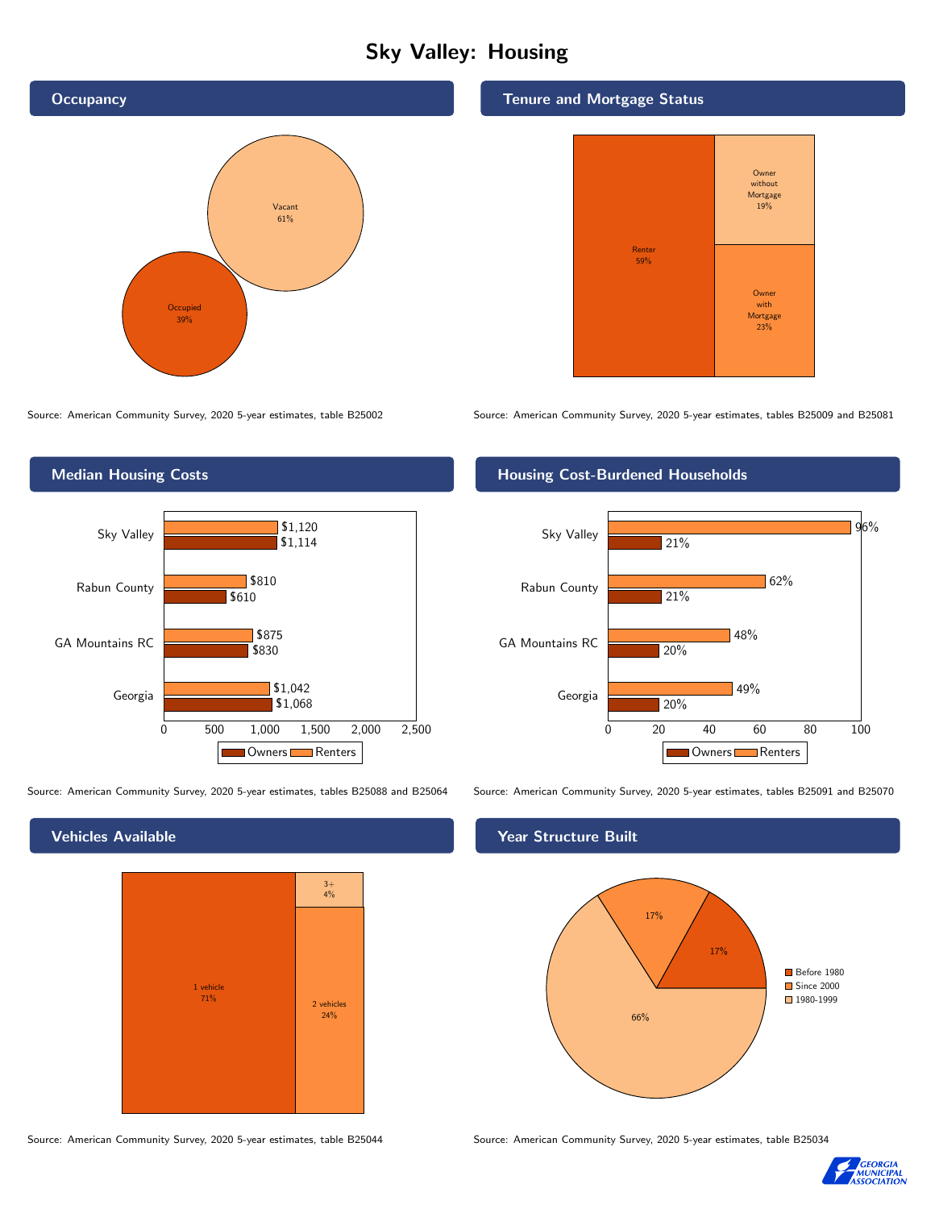# Sky Valley: Housing

## Occupancy

Vacant
61%

Occupied
39%

Source: American Community Survey, 2020 5-year estimates, table B25002

## Tenure and Mortgage Status

Renter
59%

Owner
without
Mortgage
19%

Owner
with
Mortgage
23%

Source: American Community Survey, 2020 5-year estimates, tables B25009 and B25081

## Median Housing Costs

Sky Valley
$1,120
$1,114

Rabun County
$810
$610

GA Mountains RC
$875
$830

Georgia
$1,042
$1,068

0 500 1,000 1,500 2,000 2,500

Owners Renters

Source: American Community Survey, 2020 5-year estimates, tables B25088 and B25064

## Housing Cost-Burdened Households

Sky Valley
96%
21%

Rabun County
62%
21%

GA Mountains RC
48%
20%

Georgia
49%
20%

0 20 40 60 80 100

Owners Renters

Source: American Community Survey, 2020 5-year estimates, tables B25091 and B25070

## Vehicles Available

1 vehicle
71%

2 vehicles
24%

3+
4%

Source: American Community Survey, 2020 5-year estimates, table B25044

## Year Structure Built

17%

17%

66%

Before 1980
Since 2000
1980-1999

Source: American Community Survey, 2020 5-year estimates, table B25034

GEORGIA MUNICIPAL ASSOCIATION